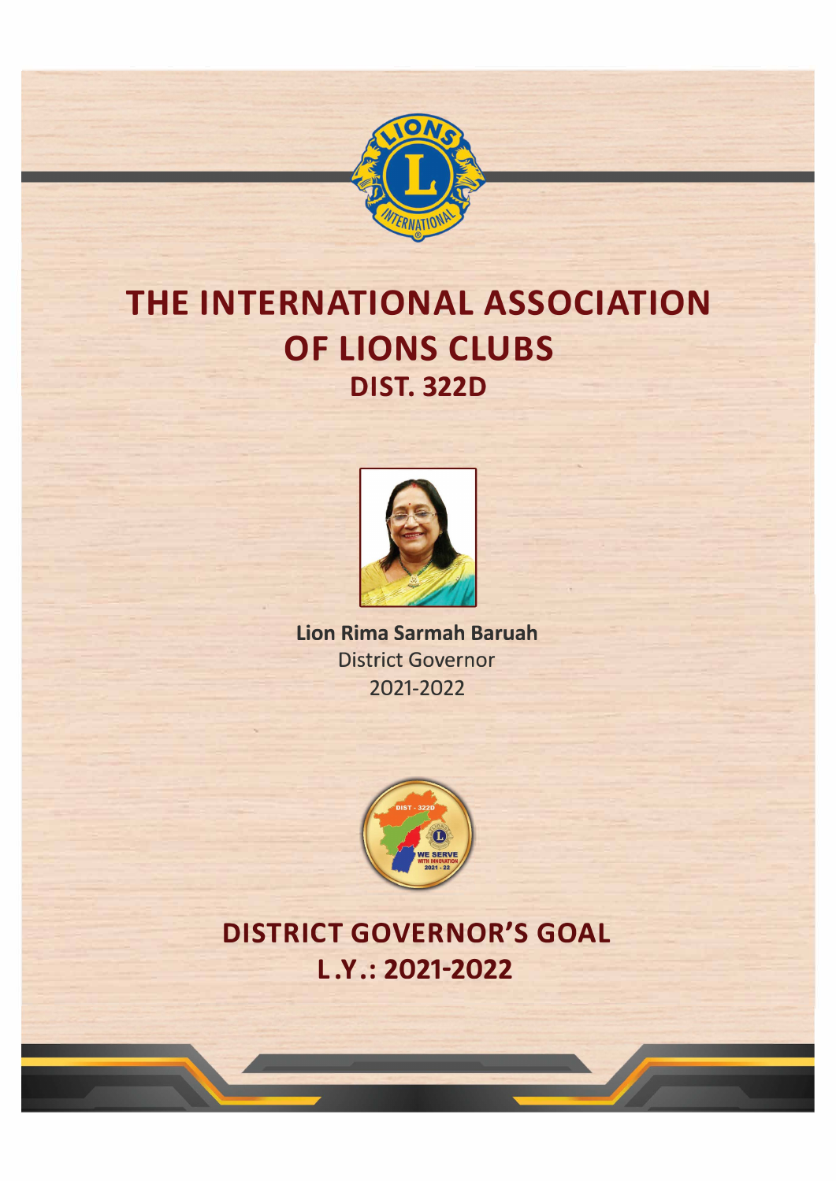# THE INTERNATIONAL ASSOCIATION OF LIONS CLUBS

## DIST. 322D

**Lion Rima Sarmah Baruah**
District Governor
2021-2022

# DISTRICT GOVERNOR'S GOAL

## L.Y.: 2021-2022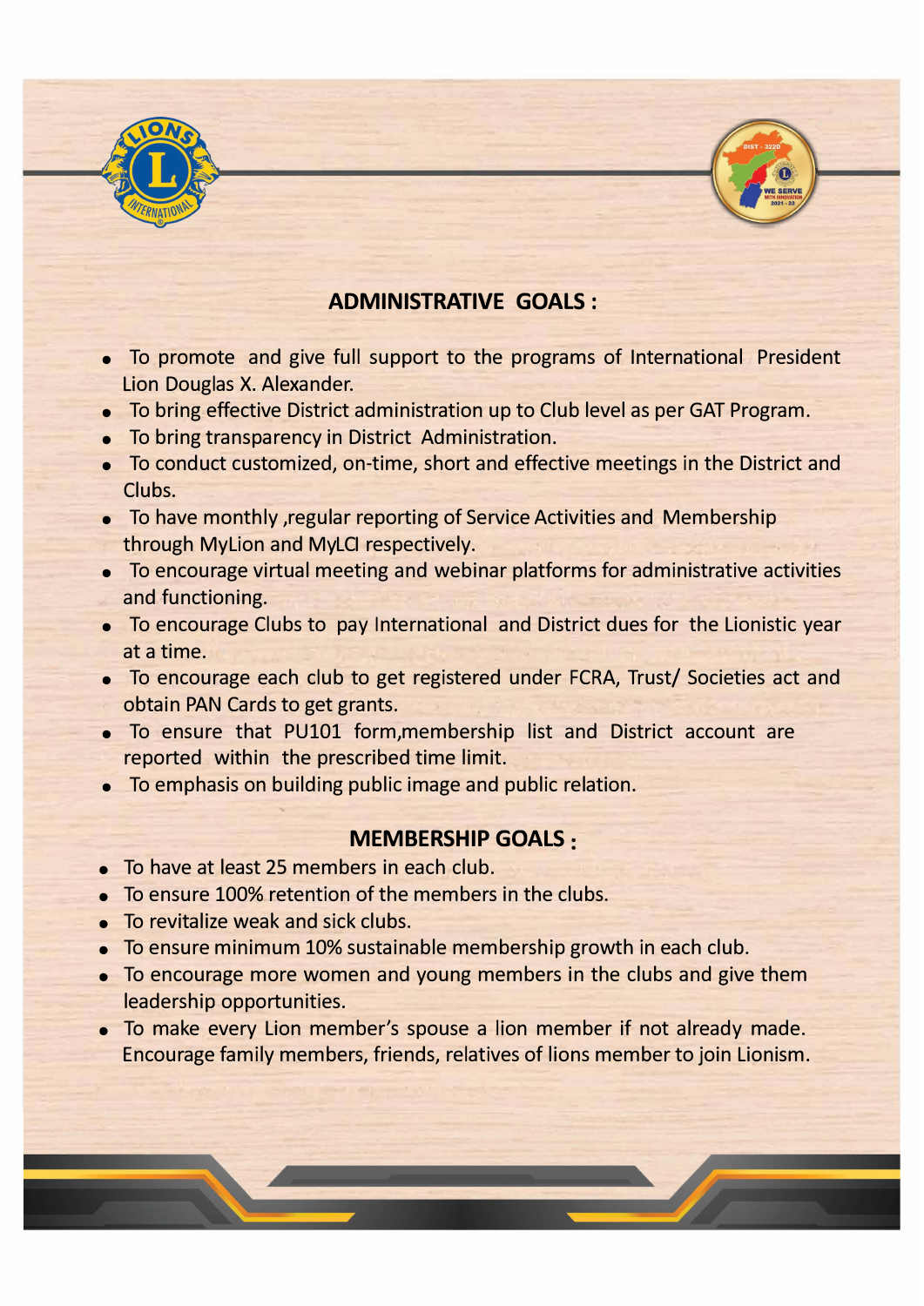## ADMINISTRATIVE GOALS :

- To promote and give full support to the programs of International President Lion Douglas X. Alexander.
- To bring effective District administration up to Club level as per GAT Program.
- To bring transparency in District Administration.
- To conduct customized, on-time, short and effective meetings in the District and Clubs.
- To have monthly ,regular reporting of Service Activities and Membership through MyLion and MyLCI respectively.
- To encourage virtual meeting and webinar platforms for administrative activities and functioning.
- To encourage Clubs to pay International and District dues for the Lionistic year at a time.
- To encourage each club to get registered under FCRA, Trust/ Societies act and obtain PAN Cards to get grants.
- To ensure that PU101 form,membership list and District account are reported within the prescribed time limit.
- To emphasis on building public image and public relation.

## MEMBERSHIP GOALS :

- To have at least 25 members in each club.
- To ensure 100% retention of the members in the clubs.
- To revitalize weak and sick clubs.
- To ensure minimum 10% sustainable membership growth in each club.
- To encourage more women and young members in the clubs and give them leadership opportunities.
- To make every Lion member's spouse a lion member if not already made. Encourage family members, friends, relatives of lions member to join Lionism.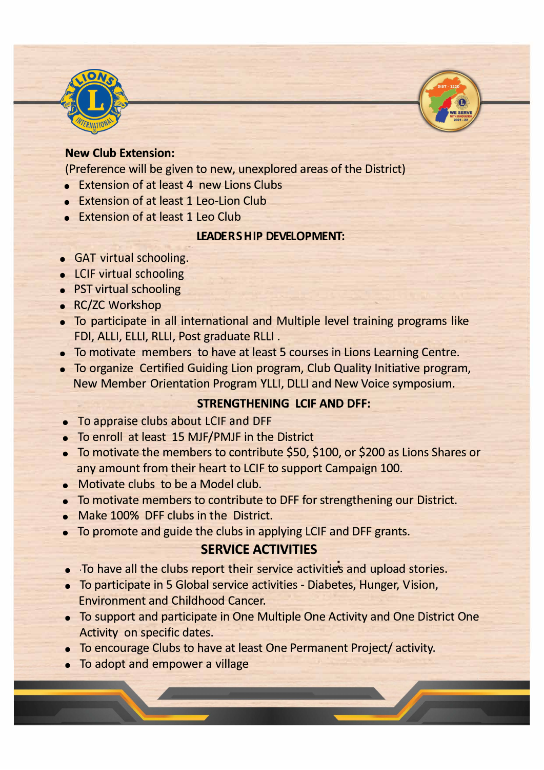**New Club Extension:**

(Preference will be given to new, unexplored areas of the District)

- Extension of at least 4 new Lions Clubs
- Extension of at least 1 Leo-Lion Club
- Extension of at least 1 Leo Club

## LEADERSHIP DEVELOPMENT:

- GAT virtual schooling.
- LCIF virtual schooling
- PST virtual schooling
- RC/ZC Workshop
- To participate in all international and Multiple level training programs like FDI, ALLI, ELLI, RLLI, Post graduate RLLI .
- To motivate members to have at least 5 courses in Lions Learning Centre.
- To organize Certified Guiding Lion program, Club Quality Initiative program, New Member Orientation Program YLLI, DLLI and New Voice symposium.

## STRENGTHENING LCIF AND DFF:

- To appraise clubs about LCIF and DFF
- To enroll at least 15 MJF/PMJF in the District
- To motivate the members to contribute $50, $100, or $200 as Lions Shares or any amount from their heart to LCIF to support Campaign 100.
- Motivate clubs to be a Model club.
- To motivate members to contribute to DFF for strengthening our District.
- Make 100% DFF clubs in the District.
- To promote and guide the clubs in applying LCIF and DFF grants.

## SERVICE ACTIVITIES

- To have all the clubs report their service activities and upload stories.
- To participate in 5 Global service activities - Diabetes, Hunger, Vision, Environment and Childhood Cancer.
- To support and participate in One Multiple One Activity and One District One Activity on specific dates.
- To encourage Clubs to have at least One Permanent Project/ activity.
- To adopt and empower a village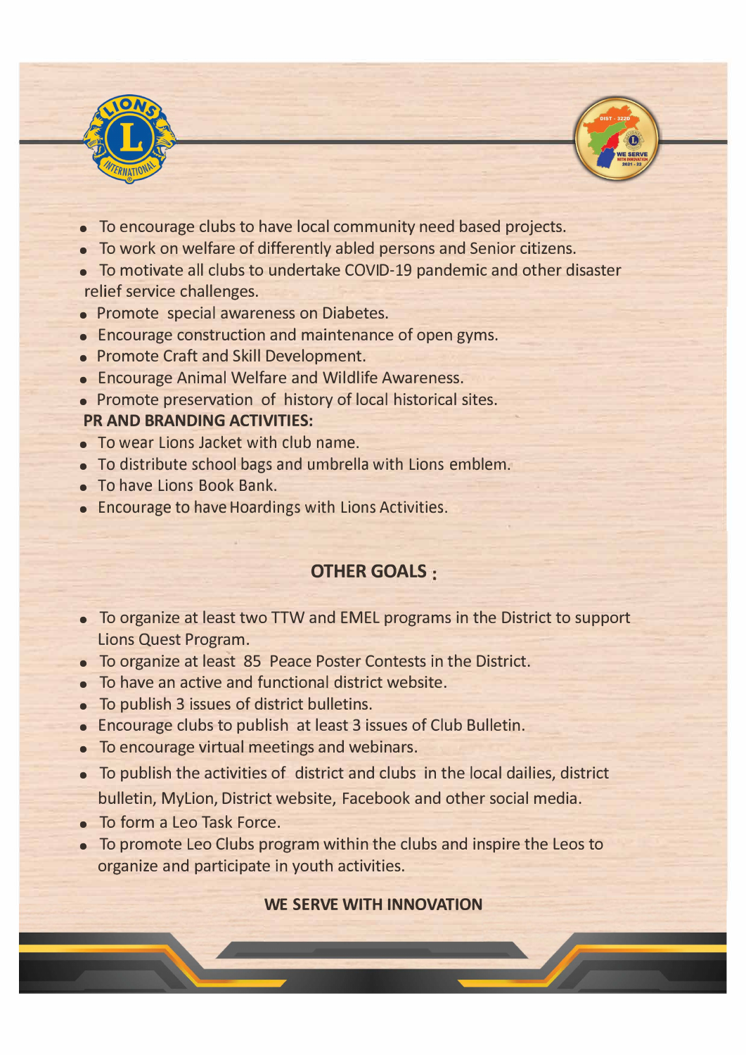- To encourage clubs to have local community need based projects.
- To work on welfare of differently abled persons and Senior citizens.
- To motivate all clubs to undertake COVID-19 pandemic and other disaster relief service challenges.
- Promote special awareness on Diabetes.
- Encourage construction and maintenance of open gyms.
- Promote Craft and Skill Development.
- Encourage Animal Welfare and Wildlife Awareness.
- Promote preservation of history of local historical sites.

**PR AND BRANDING ACTIVITIES:**

- To wear Lions Jacket with club name.
- To distribute school bags and umbrella with Lions emblem.
- To have Lions Book Bank.
- Encourage to have Hoardings with Lions Activities.

## OTHER GOALS :

- To organize at least two TTW and EMEL programs in the District to support Lions Quest Program.
- To organize at least 85 Peace Poster Contests in the District.
- To have an active and functional district website.
- To publish 3 issues of district bulletins.
- Encourage clubs to publish at least 3 issues of Club Bulletin.
- To encourage virtual meetings and webinars.
- To publish the activities of district and clubs in the local dailies, district bulletin, MyLion, District website, Facebook and other social media.
- To form a Leo Task Force.
- To promote Leo Clubs program within the clubs and inspire the Leos to organize and participate in youth activities.

**WE SERVE WITH INNOVATION**